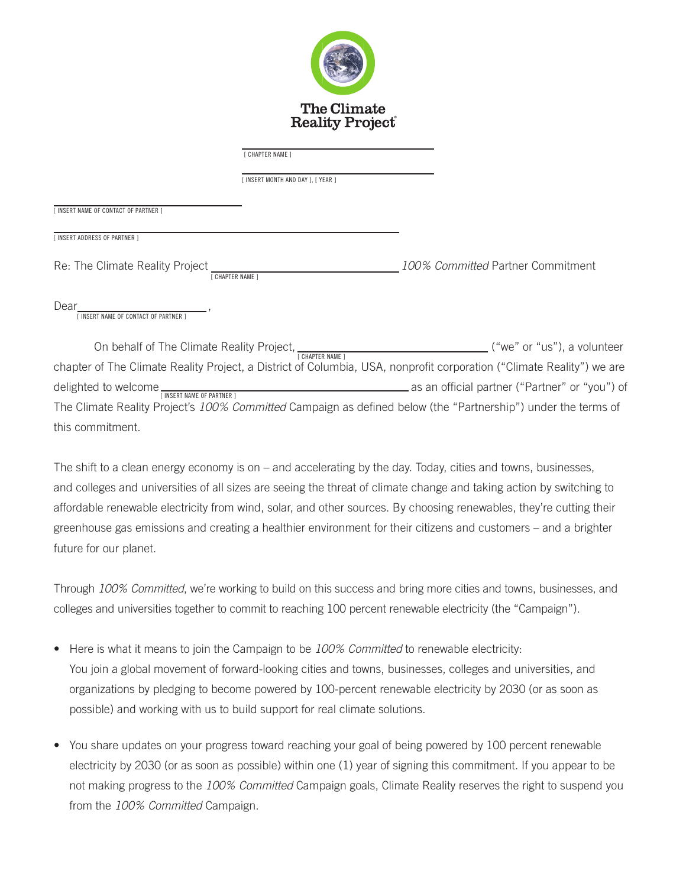The Climate Reality Project

\_\_\_\_\_\_\_\_\_\_\_\_\_\_\_\_\_\_\_\_\_\_\_\_\_\_\_\_\_\_
[ CHAPTER NAME ]

\_\_\_\_\_\_\_\_\_\_\_\_\_\_\_\_\_\_\_\_\_\_\_\_\_\_\_\_\_\_
[ INSERT MONTH AND DAY ], [ YEAR ]

\_\_\_\_\_\_\_\_\_\_\_\_\_\_\_\_\_\_\_\_\_\_\_\_\_\_\_\_\_\_
[ INSERT NAME OF CONTACT OF PARTNER ]

\_\_\_\_\_\_\_\_\_\_\_\_\_\_\_\_\_\_\_\_\_\_\_\_\_\_\_\_\_\_\_\_\_\_\_\_\_\_\_\_\_\_\_\_
[ INSERT ADDRESS OF PARTNER ]

Re: The Climate Reality Project \_\_\_\_\_\_\_\_\_\_\_\_\_\_\_\_\_\_\_\_ [ CHAPTER NAME ] *100% Committed* Partner Commitment

Dear \_\_\_\_\_\_\_\_\_\_\_\_\_\_\_\_\_\_\_\_ [ INSERT NAME OF CONTACT OF PARTNER ],

On behalf of The Climate Reality Project, \_\_\_\_\_\_\_\_\_\_\_\_\_\_\_\_\_\_\_\_ [ CHAPTER NAME ] ("we" or "us"), a volunteer chapter of The Climate Reality Project, a District of Columbia, USA, nonprofit corporation ("Climate Reality") we are delighted to welcome \_\_\_\_\_\_\_\_\_\_\_\_\_\_\_\_\_\_\_\_ [ INSERT NAME OF PARTNER ] as an official partner ("Partner" or "you") of The Climate Reality Project's *100% Committed* Campaign as defined below (the "Partnership") under the terms of this commitment.

The shift to a clean energy economy is on – and accelerating by the day. Today, cities and towns, businesses, and colleges and universities of all sizes are seeing the threat of climate change and taking action by switching to affordable renewable electricity from wind, solar, and other sources. By choosing renewables, they're cutting their greenhouse gas emissions and creating a healthier environment for their citizens and customers – and a brighter future for our planet.

Through *100% Committed*, we're working to build on this success and bring more cities and towns, businesses, and colleges and universities together to commit to reaching 100 percent renewable electricity (the "Campaign").

- Here is what it means to join the Campaign to be *100% Committed* to renewable electricity:
  You join a global movement of forward-looking cities and towns, businesses, colleges and universities, and organizations by pledging to become powered by 100-percent renewable electricity by 2030 (or as soon as possible) and working with us to build support for real climate solutions.
- You share updates on your progress toward reaching your goal of being powered by 100 percent renewable electricity by 2030 (or as soon as possible) within one (1) year of signing this commitment. If you appear to be not making progress to the *100% Committed* Campaign goals, Climate Reality reserves the right to suspend you from the *100% Committed* Campaign.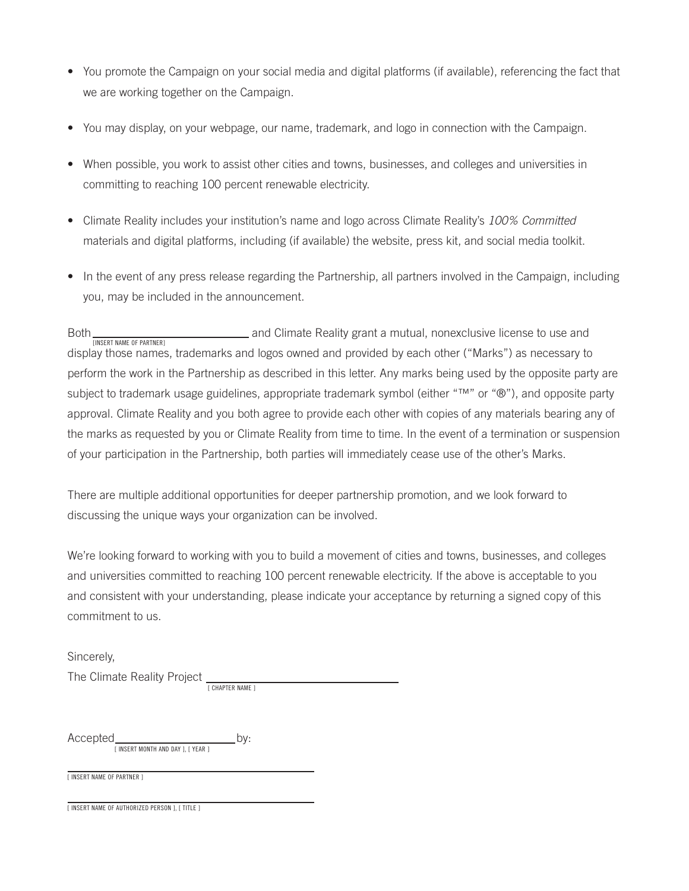- You promote the Campaign on your social media and digital platforms (if available), referencing the fact that we are working together on the Campaign.
- You may display, on your webpage, our name, trademark, and logo in connection with the Campaign.
- When possible, you work to assist other cities and towns, businesses, and colleges and universities in committing to reaching 100 percent renewable electricity.
- Climate Reality includes your institution's name and logo across Climate Reality's *100% Committed* materials and digital platforms, including (if available) the website, press kit, and social media toolkit.
- In the event of any press release regarding the Partnership, all partners involved in the Campaign, including you, may be included in the announcement.

Both ____________________________ [INSERT NAME OF PARTNER] and Climate Reality grant a mutual, nonexclusive license to use and display those names, trademarks and logos owned and provided by each other ("Marks") as necessary to perform the work in the Partnership as described in this letter. Any marks being used by the opposite party are subject to trademark usage guidelines, appropriate trademark symbol (either "™" or "®"), and opposite party approval. Climate Reality and you both agree to provide each other with copies of any materials bearing any of the marks as requested by you or Climate Reality from time to time. In the event of a termination or suspension of your participation in the Partnership, both parties will immediately cease use of the other's Marks.

There are multiple additional opportunities for deeper partnership promotion, and we look forward to discussing the unique ways your organization can be involved.

We're looking forward to working with you to build a movement of cities and towns, businesses, and colleges and universities committed to reaching 100 percent renewable electricity. If the above is acceptable to you and consistent with your understanding, please indicate your acceptance by returning a signed copy of this commitment to us.

Sincerely,

The Climate Reality Project ____________________________________
[ CHAPTER NAME ]

Accepted ______________________ by:
[ INSERT MONTH AND DAY ], [ YEAR ]

______________________________________________
[ INSERT NAME OF PARTNER ]

______________________________________________
[ INSERT NAME OF AUTHORIZED PERSON ], [ TITLE ]